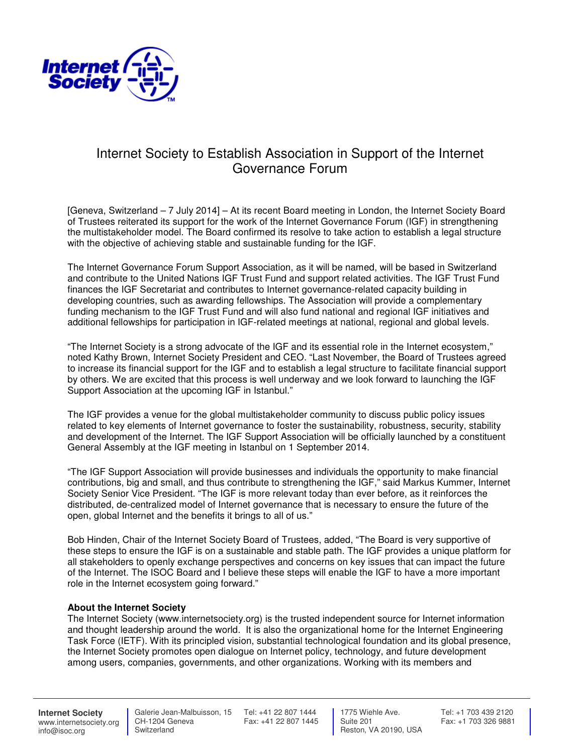# Internet Society to Establish Association in Support of the Internet Governance Forum

[Geneva, Switzerland – 7 July 2014] – At its recent Board meeting in London, the Internet Society Board of Trustees reiterated its support for the work of the Internet Governance Forum (IGF) in strengthening the multistakeholder model. The Board confirmed its resolve to take action to establish a legal structure with the objective of achieving stable and sustainable funding for the IGF.

The Internet Governance Forum Support Association, as it will be named, will be based in Switzerland and contribute to the United Nations IGF Trust Fund and support related activities. The IGF Trust Fund finances the IGF Secretariat and contributes to Internet governance-related capacity building in developing countries, such as awarding fellowships. The Association will provide a complementary funding mechanism to the IGF Trust Fund and will also fund national and regional IGF initiatives and additional fellowships for participation in IGF-related meetings at national, regional and global levels.

"The Internet Society is a strong advocate of the IGF and its essential role in the Internet ecosystem," noted Kathy Brown, Internet Society President and CEO. "Last November, the Board of Trustees agreed to increase its financial support for the IGF and to establish a legal structure to facilitate financial support by others. We are excited that this process is well underway and we look forward to launching the IGF Support Association at the upcoming IGF in Istanbul."

The IGF provides a venue for the global multistakeholder community to discuss public policy issues related to key elements of Internet governance to foster the sustainability, robustness, security, stability and development of the Internet. The IGF Support Association will be officially launched by a constituent General Assembly at the IGF meeting in Istanbul on 1 September 2014.

"The IGF Support Association will provide businesses and individuals the opportunity to make financial contributions, big and small, and thus contribute to strengthening the IGF," said Markus Kummer, Internet Society Senior Vice President. "The IGF is more relevant today than ever before, as it reinforces the distributed, de-centralized model of Internet governance that is necessary to ensure the future of the open, global Internet and the benefits it brings to all of us."

Bob Hinden, Chair of the Internet Society Board of Trustees, added, "The Board is very supportive of these steps to ensure the IGF is on a sustainable and stable path. The IGF provides a unique platform for all stakeholders to openly exchange perspectives and concerns on key issues that can impact the future of the Internet. The ISOC Board and I believe these steps will enable the IGF to have a more important role in the Internet ecosystem going forward."

**About the Internet Society**

The Internet Society (www.internetsociety.org) is the trusted independent source for Internet information and thought leadership around the world. It is also the organizational home for the Internet Engineering Task Force (IETF). With its principled vision, substantial technological foundation and its global presence, the Internet Society promotes open dialogue on Internet policy, technology, and future development among users, companies, governments, and other organizations. Working with its members and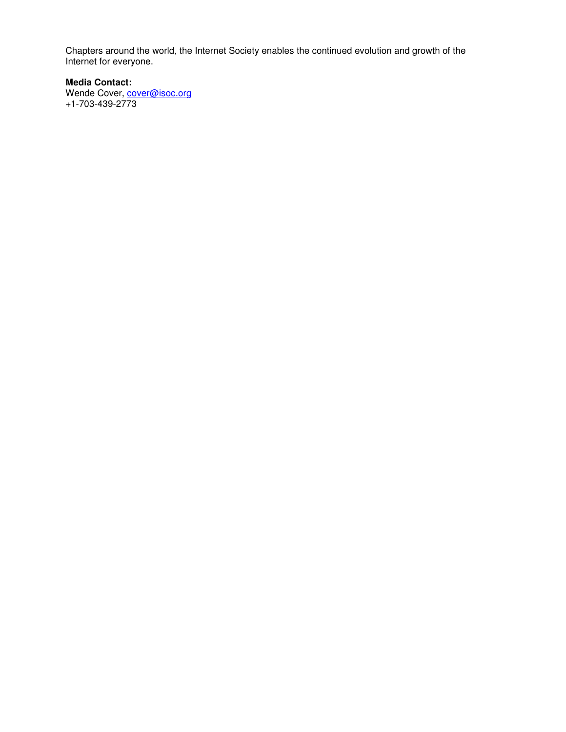Chapters around the world, the Internet Society enables the continued evolution and growth of the Internet for everyone.

**Media Contact:**
Wende Cover, cover@isoc.org
+1-703-439-2773